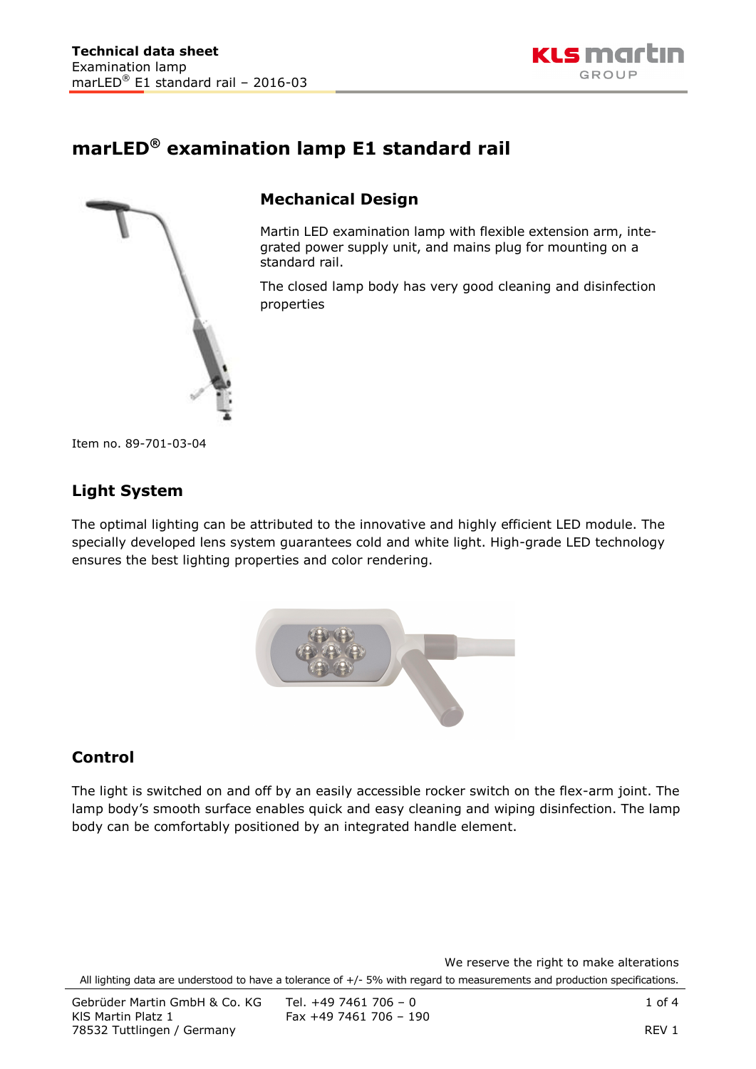# marLED® examination lamp E1 standard rail

## Mechanical Design

Martin LED examination lamp with flexible extension arm, integrated power supply unit, and mains plug for mounting on a standard rail.

The closed lamp body has very good cleaning and disinfection properties

Item no. 89-701-03-04

## Light System

The optimal lighting can be attributed to the innovative and highly efficient LED module. The specially developed lens system guarantees cold and white light. High-grade LED technology ensures the best lighting properties and color rendering.

## Control

The light is switched on and off by an easily accessible rocker switch on the flex-arm joint. The lamp body's smooth surface enables quick and easy cleaning and wiping disinfection. The lamp body can be comfortably positioned by an integrated handle element.

We reserve the right to make alterations

All lighting data are understood to have a tolerance of +/- 5% with regard to measurements and production specifications.

Gebrüder Martin GmbH & Co. KG
KIS Martin Platz 1
78532 Tuttlingen / Germany

Tel. +49 7461 706 – 0
Fax +49 7461 706 – 190

REV 1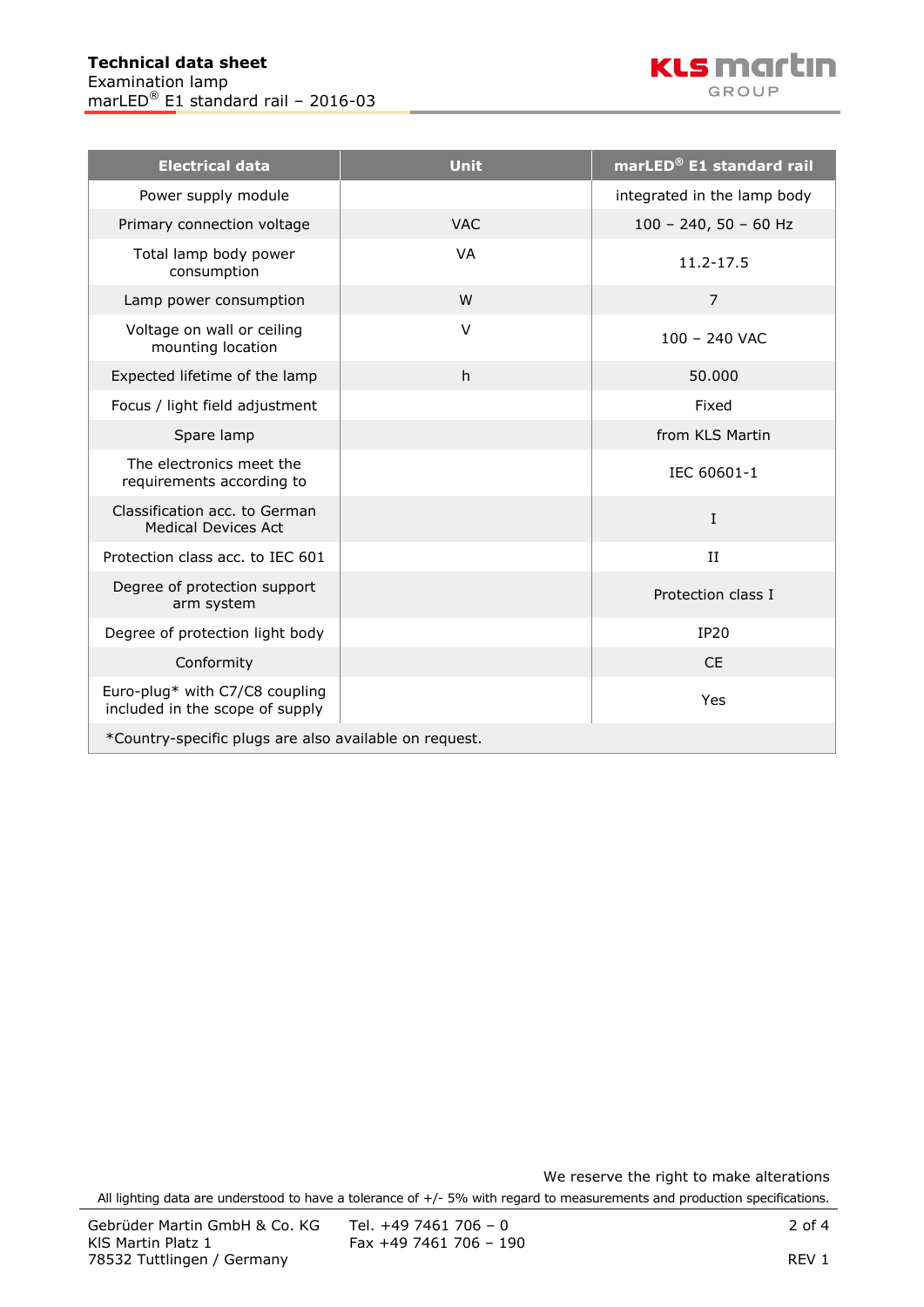| Electrical data | Unit | marLED® E1 standard rail |
|---|---|---|
| Power supply module | | integrated in the lamp body |
| Primary connection voltage | VAC | 100 – 240, 50 – 60 Hz |
| Total lamp body power consumption | VA | 11.2-17.5 |
| Lamp power consumption | W | 7 |
| Voltage on wall or ceiling mounting location | V | 100 – 240 VAC |
| Expected lifetime of the lamp | h | 50.000 |
| Focus / light field adjustment | | Fixed |
| Spare lamp | | from KLS Martin |
| The electronics meet the requirements according to | | IEC 60601-1 |
| Classification acc. to German Medical Devices Act | | I |
| Protection class acc. to IEC 601 | | II |
| Degree of protection support arm system | | Protection class I |
| Degree of protection light body | | IP20 |
| Conformity | | CE |
| Euro-plug* with C7/C8 coupling included in the scope of supply | | Yes |

*Country-specific plugs are also available on request.

We reserve the right to make alterations

All lighting data are understood to have a tolerance of +/- 5% with regard to measurements and production specifications.

Gebrüder Martin GmbH & Co. KG
KlS Martin Platz 1
78532 Tuttlingen / Germany

Tel. +49 7461 706 – 0
Fax +49 7461 706 – 190

REV 1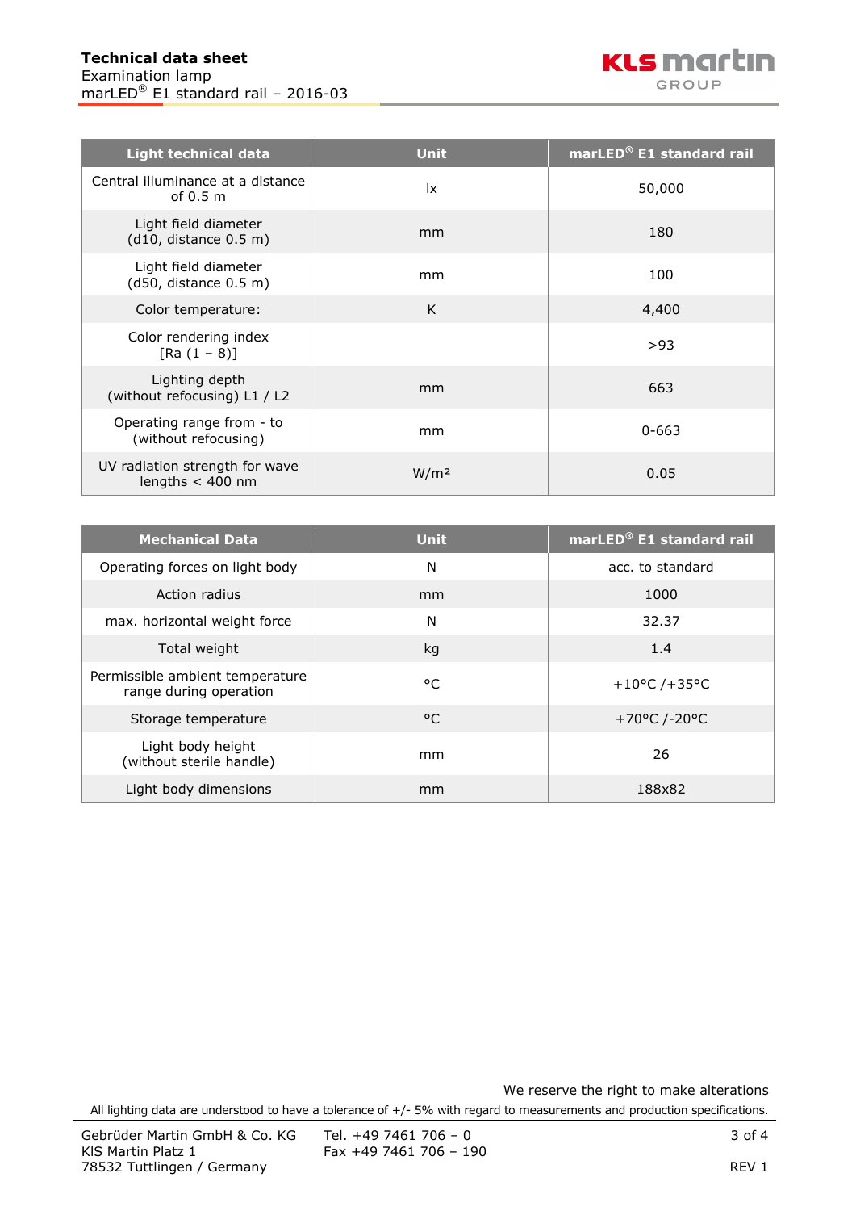**Technical data sheet**
Examination lamp
marLED® E1 standard rail – 2016-03

| Light technical data | Unit | marLED® E1 standard rail |
|---|---|---|
| Central illuminance at a distance of 0.5 m | lx | 50,000 |
| Light field diameter (d10, distance 0.5 m) | mm | 180 |
| Light field diameter (d50, distance 0.5 m) | mm | 100 |
| Color temperature: | K | 4,400 |
| Color rendering index [Ra (1 – 8)] | | >93 |
| Lighting depth (without refocusing) L1 / L2 | mm | 663 |
| Operating range from - to (without refocusing) | mm | 0-663 |
| UV radiation strength for wave lengths < 400 nm | W/m² | 0.05 |

| Mechanical Data | Unit | marLED® E1 standard rail |
|---|---|---|
| Operating forces on light body | N | acc. to standard |
| Action radius | mm | 1000 |
| max. horizontal weight force | N | 32.37 |
| Total weight | kg | 1.4 |
| Permissible ambient temperature range during operation | °C | +10°C /+35°C |
| Storage temperature | °C | +70°C /-20°C |
| Light body height (without sterile handle) | mm | 26 |
| Light body dimensions | mm | 188x82 |

We reserve the right to make alterations

All lighting data are understood to have a tolerance of +/- 5% with regard to measurements and production specifications.

Gebrüder Martin GmbH & Co. KG
KlS Martin Platz 1
78532 Tuttlingen / Germany

Tel. +49 7461 706 – 0
Fax +49 7461 706 – 190

REV 1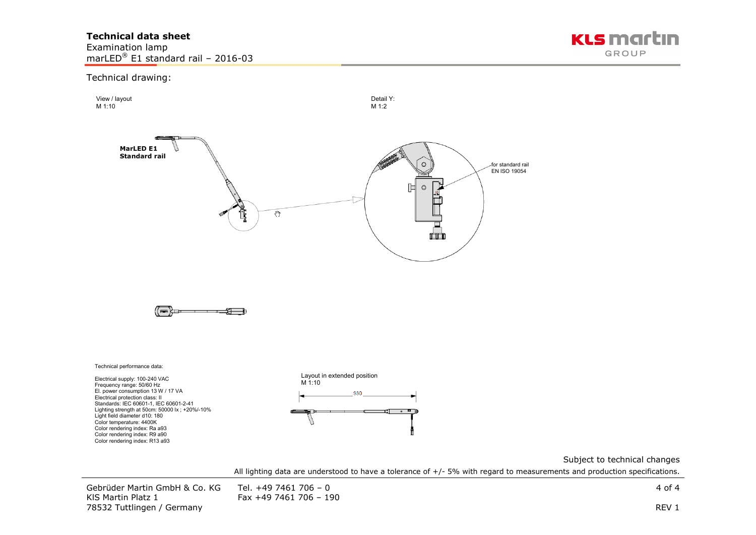# Technical data sheet

Examination lamp

marLED® E1 standard rail – 2016-03

## Technical drawing:

View / layout
M 1:10

Detail Y:
M 1:2

**MarLED E1**
**Standard rail**

for standard rail
EN ISO 19054

Technical performance data:

Electrical supply: 100-240 VAC
Frequency range: 50/60 Hz
El. power consumption 13 W / 17 VA
Electrical protection class: II
Standards: IEC 60601-1, IEC 60601-2-41
Lighting strength at 50cm: 50000 lx ; +20%/-10%
Light field diameter d10: 180
Color temperature: 4400K
Color rendering index: Ra a93
Color rendering index: R9 a90
Color rendering index: R13 a93

Layout in extended position
M 1:10

930

Subject to technical changes

All lighting data are understood to have a tolerance of +/- 5% with regard to measurements and production specifications.

Gebrüder Martin GmbH & Co. KG
KlS Martin Platz 1
78532 Tuttlingen / Germany

Tel. +49 7461 706 – 0
Fax +49 7461 706 – 190

REV 1